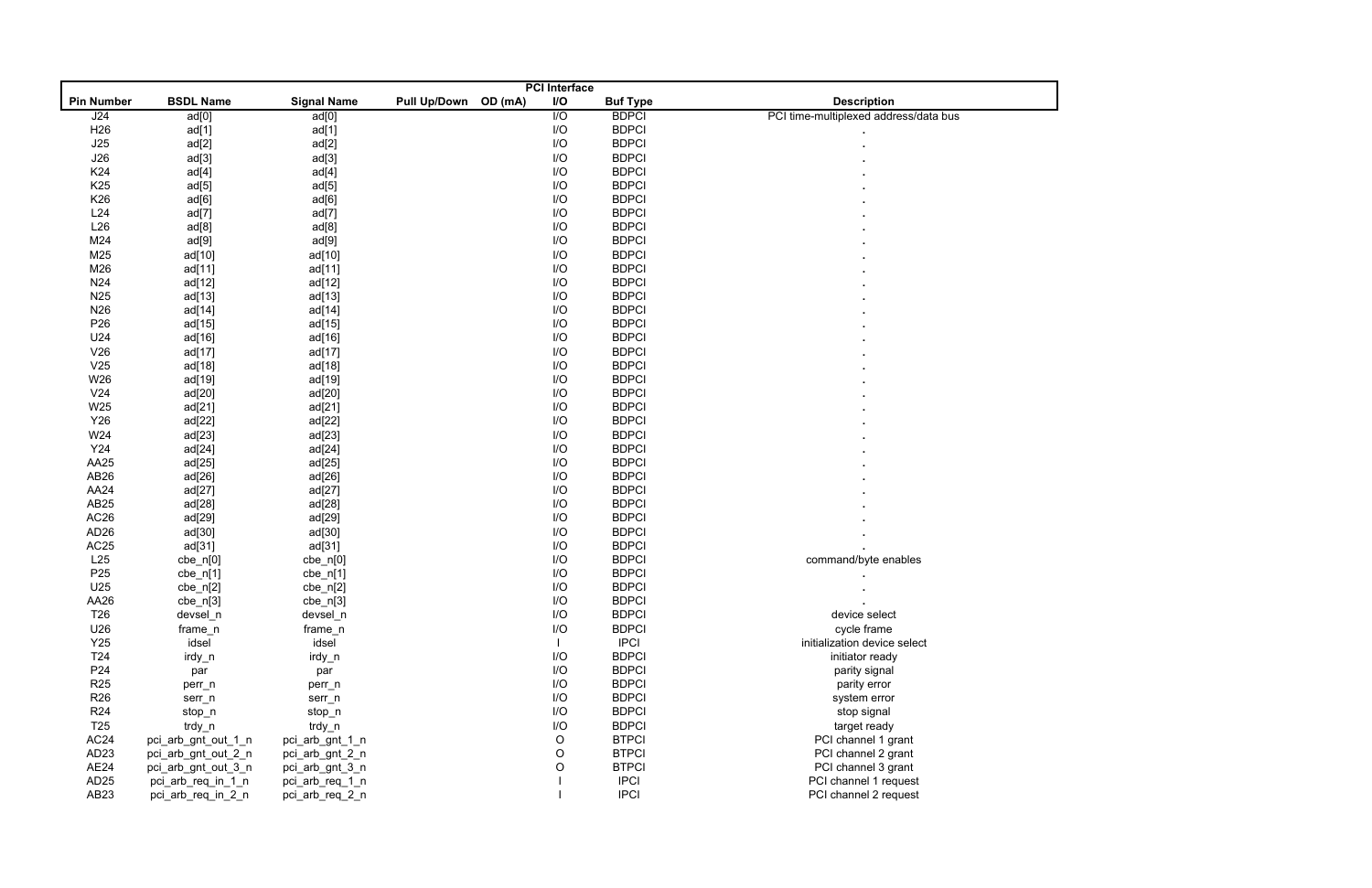| PCI Interface | | | | | | | |
|---|---|---|---|---|---|---|---|
| **Pin Number** | **BSDL Name** | **Signal Name** | **Pull Up/Down** | **OD (mA)** | **I/O** | **Buf Type** | **Description** |
| J24 | ad[0] | ad[0] | | | I/O | BDPCI | PCI time-multiplexed address/data bus |
| H26 | ad[1] | ad[1] | | | I/O | BDPCI | . |
| J25 | ad[2] | ad[2] | | | I/O | BDPCI | . |
| J26 | ad[3] | ad[3] | | | I/O | BDPCI | . |
| K24 | ad[4] | ad[4] | | | I/O | BDPCI | . |
| K25 | ad[5] | ad[5] | | | I/O | BDPCI | . |
| K26 | ad[6] | ad[6] | | | I/O | BDPCI | . |
| L24 | ad[7] | ad[7] | | | I/O | BDPCI | . |
| L26 | ad[8] | ad[8] | | | I/O | BDPCI | . |
| M24 | ad[9] | ad[9] | | | I/O | BDPCI | . |
| M25 | ad[10] | ad[10] | | | I/O | BDPCI | . |
| M26 | ad[11] | ad[11] | | | I/O | BDPCI | . |
| N24 | ad[12] | ad[12] | | | I/O | BDPCI | . |
| N25 | ad[13] | ad[13] | | | I/O | BDPCI | . |
| N26 | ad[14] | ad[14] | | | I/O | BDPCI | . |
| P26 | ad[15] | ad[15] | | | I/O | BDPCI | . |
| U24 | ad[16] | ad[16] | | | I/O | BDPCI | . |
| V26 | ad[17] | ad[17] | | | I/O | BDPCI | . |
| V25 | ad[18] | ad[18] | | | I/O | BDPCI | . |
| W26 | ad[19] | ad[19] | | | I/O | BDPCI | . |
| V24 | ad[20] | ad[20] | | | I/O | BDPCI | . |
| W25 | ad[21] | ad[21] | | | I/O | BDPCI | . |
| Y26 | ad[22] | ad[22] | | | I/O | BDPCI | . |
| W24 | ad[23] | ad[23] | | | I/O | BDPCI | . |
| Y24 | ad[24] | ad[24] | | | I/O | BDPCI | . |
| AA25 | ad[25] | ad[25] | | | I/O | BDPCI | . |
| AB26 | ad[26] | ad[26] | | | I/O | BDPCI | . |
| AA24 | ad[27] | ad[27] | | | I/O | BDPCI | . |
| AB25 | ad[28] | ad[28] | | | I/O | BDPCI | . |
| AC26 | ad[29] | ad[29] | | | I/O | BDPCI | . |
| AD26 | ad[30] | ad[30] | | | I/O | BDPCI | . |
| AC25 | ad[31] | ad[31] | | | I/O | BDPCI | . |
| L25 | cbe_n[0] | cbe_n[0] | | | I/O | BDPCI | command/byte enables |
| P25 | cbe_n[1] | cbe_n[1] | | | I/O | BDPCI | . |
| U25 | cbe_n[2] | cbe_n[2] | | | I/O | BDPCI | . |
| AA26 | cbe_n[3] | cbe_n[3] | | | I/O | BDPCI | . |
| T26 | devsel_n | devsel_n | | | I/O | BDPCI | device select |
| U26 | frame_n | frame_n | | | I/O | BDPCI | cycle frame |
| Y25 | idsel | idsel | | | I | IPCI | initialization device select |
| T24 | irdy_n | irdy_n | | | I/O | BDPCI | initiator ready |
| P24 | par | par | | | I/O | BDPCI | parity signal |
| R25 | perr_n | perr_n | | | I/O | BDPCI | parity error |
| R26 | serr_n | serr_n | | | I/O | BDPCI | system error |
| R24 | stop_n | stop_n | | | I/O | BDPCI | stop signal |
| T25 | trdy_n | trdy_n | | | I/O | BDPCI | target ready |
| AC24 | pci_arb_gnt_out_1_n | pci_arb_gnt_1_n | | | O | BTPCI | PCI channel 1 grant |
| AD23 | pci_arb_gnt_out_2_n | pci_arb_gnt_2_n | | | O | BTPCI | PCI channel 2 grant |
| AE24 | pci_arb_gnt_out_3_n | pci_arb_gnt_3_n | | | O | BTPCI | PCI channel 3 grant |
| AD25 | pci_arb_req_in_1_n | pci_arb_req_1_n | | | I | IPCI | PCI channel 1 request |
| AB23 | pci_arb_req_in_2_n | pci_arb_req_2_n | | | I | IPCI | PCI channel 2 request |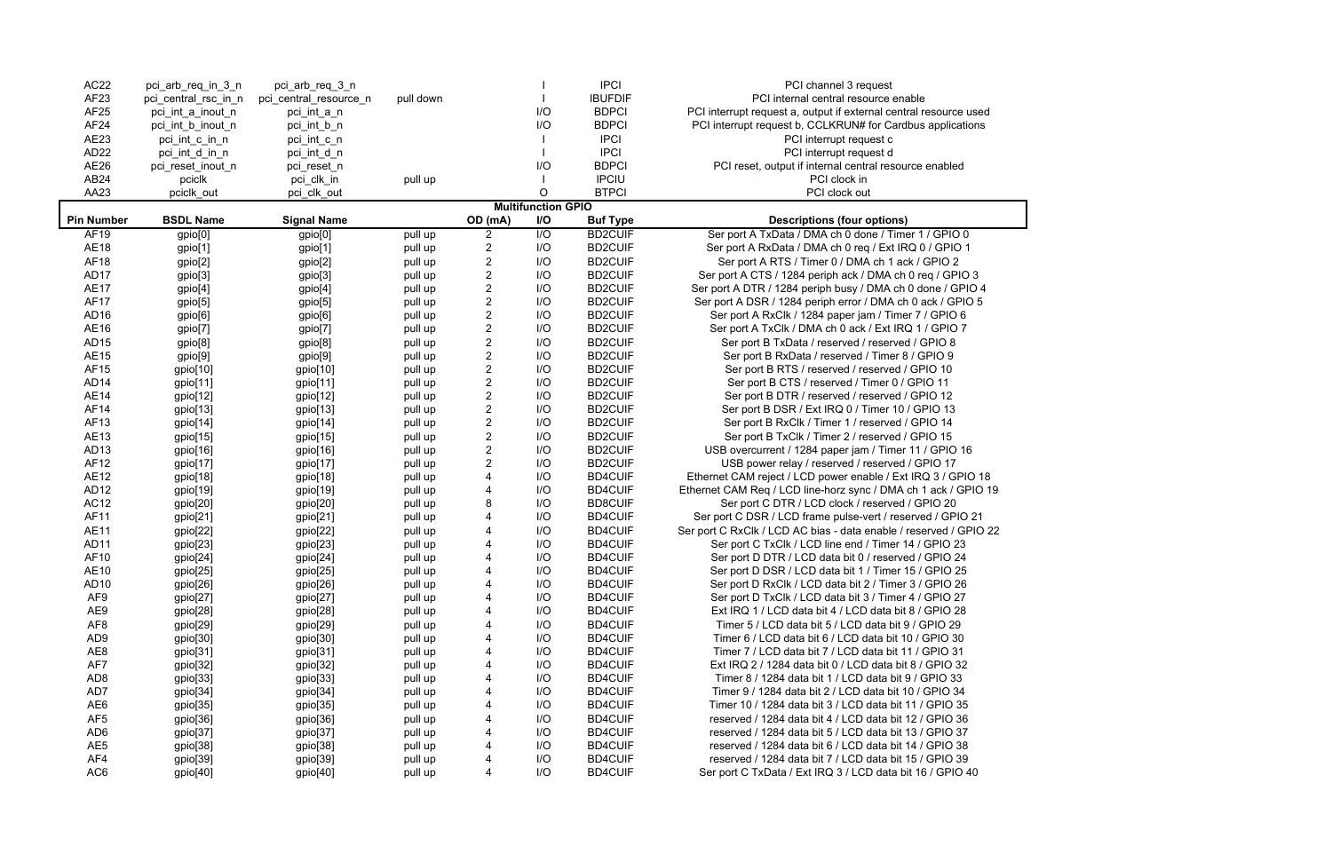| AC22 | pci_arb_req_in_3_n | pci_arb_req_3_n | | | I | IPCI | PCI channel 3 request |
|---|---|---|---|---|---|---|---|
| AF23 | pci_central_rsc_in_n | pci_central_resource_n | pull down | | I | IBUFDIF | PCI internal central resource enable |
| AF25 | pci_int_a_inout_n | pci_int_a_n | | | I/O | BDPCI | PCI interrupt request a, output if external central resource used |
| AF24 | pci_int_b_inout_n | pci_int_b_n | | | I/O | BDPCI | PCI interrupt request b, CCLKRUN# for Cardbus applications |
| AE23 | pci_int_c_in_n | pci_int_c_n | | | I | IPCI | PCI interrupt request c |
| AD22 | pci_int_d_in_n | pci_int_d_n | | | I | IPCI | PCI interrupt request d |
| AE26 | pci_reset_inout_n | pci_reset_n | | | I/O | BDPCI | PCI reset, output if internal central resource enabled |
| AB24 | pciclk | pci_clk_in | pull up | | I | IPCIU | PCI clock in |
| AA23 | pciclk_out | pci_clk_out | | | O | BTPCI | PCI clock out |

**Multifunction GPIO**

| Pin Number | BSDL Name | Signal Name | | OD (mA) | I/O | Buf Type | Descriptions (four options) |
|---|---|---|---|---|---|---|---|
| AF19 | gpio[0] | gpio[0] | pull up | 2 | I/O | BD2CUIF | Ser port A TxData / DMA ch 0 done / Timer 1 / GPIO 0 |
| AE18 | gpio[1] | gpio[1] | pull up | 2 | I/O | BD2CUIF | Ser port A RxData / DMA ch 0 req / Ext IRQ 0 / GPIO 1 |
| AF18 | gpio[2] | gpio[2] | pull up | 2 | I/O | BD2CUIF | Ser port A RTS / Timer 0 / DMA ch 1 ack / GPIO 2 |
| AD17 | gpio[3] | gpio[3] | pull up | 2 | I/O | BD2CUIF | Ser port A CTS / 1284 periph ack / DMA ch 0 req / GPIO 3 |
| AE17 | gpio[4] | gpio[4] | pull up | 2 | I/O | BD2CUIF | Ser port A DTR / 1284 periph busy / DMA ch 0 done / GPIO 4 |
| AF17 | gpio[5] | gpio[5] | pull up | 2 | I/O | BD2CUIF | Ser port A DSR / 1284 periph error / DMA ch 0 ack / GPIO 5 |
| AD16 | gpio[6] | gpio[6] | pull up | 2 | I/O | BD2CUIF | Ser port A RxClk / 1284 paper jam / Timer 7 / GPIO 6 |
| AE16 | gpio[7] | gpio[7] | pull up | 2 | I/O | BD2CUIF | Ser port A TxClk / DMA ch 0 ack / Ext IRQ 1 / GPIO 7 |
| AD15 | gpio[8] | gpio[8] | pull up | 2 | I/O | BD2CUIF | Ser port B TxData / reserved / reserved / GPIO 8 |
| AE15 | gpio[9] | gpio[9] | pull up | 2 | I/O | BD2CUIF | Ser port B RxData / reserved / Timer 8 / GPIO 9 |
| AF15 | gpio[10] | gpio[10] | pull up | 2 | I/O | BD2CUIF | Ser port B RTS / reserved / reserved / GPIO 10 |
| AD14 | gpio[11] | gpio[11] | pull up | 2 | I/O | BD2CUIF | Ser port B CTS / reserved / Timer 0 / GPIO 11 |
| AE14 | gpio[12] | gpio[12] | pull up | 2 | I/O | BD2CUIF | Ser port B DTR / reserved / reserved / GPIO 12 |
| AF14 | gpio[13] | gpio[13] | pull up | 2 | I/O | BD2CUIF | Ser port B DSR / Ext IRQ 0 / Timer 10 / GPIO 13 |
| AF13 | gpio[14] | gpio[14] | pull up | 2 | I/O | BD2CUIF | Ser port B RxClk / Timer 1 / reserved / GPIO 14 |
| AE13 | gpio[15] | gpio[15] | pull up | 2 | I/O | BD2CUIF | Ser port B TxClk / Timer 2 / reserved / GPIO 15 |
| AD13 | gpio[16] | gpio[16] | pull up | 2 | I/O | BD2CUIF | USB overcurrent / 1284 paper jam / Timer 11 / GPIO 16 |
| AF12 | gpio[17] | gpio[17] | pull up | 2 | I/O | BD2CUIF | USB power relay / reserved / reserved / GPIO 17 |
| AE12 | gpio[18] | gpio[18] | pull up | 4 | I/O | BD4CUIF | Ethernet CAM reject / LCD power enable / Ext IRQ 3 / GPIO 18 |
| AD12 | gpio[19] | gpio[19] | pull up | 4 | I/O | BD4CUIF | Ethernet CAM Req / LCD line-horz sync / DMA ch 1 ack / GPIO 19 |
| AC12 | gpio[20] | gpio[20] | pull up | 8 | I/O | BD8CUIF | Ser port C DTR / LCD clock / reserved / GPIO 20 |
| AF11 | gpio[21] | gpio[21] | pull up | 4 | I/O | BD4CUIF | Ser port C DSR / LCD frame pulse-vert / reserved / GPIO 21 |
| AE11 | gpio[22] | gpio[22] | pull up | 4 | I/O | BD4CUIF | Ser port C RxClk / LCD AC bias - data enable / reserved / GPIO 22 |
| AD11 | gpio[23] | gpio[23] | pull up | 4 | I/O | BD4CUIF | Ser port C TxClk / LCD line end / Timer 14 / GPIO 23 |
| AF10 | gpio[24] | gpio[24] | pull up | 4 | I/O | BD4CUIF | Ser port D DTR / LCD data bit 0 / reserved / GPIO 24 |
| AE10 | gpio[25] | gpio[25] | pull up | 4 | I/O | BD4CUIF | Ser port D DSR / LCD data bit 1 / Timer 15 / GPIO 25 |
| AD10 | gpio[26] | gpio[26] | pull up | 4 | I/O | BD4CUIF | Ser port D RxClk / LCD data bit 2 / Timer 3 / GPIO 26 |
| AF9 | gpio[27] | gpio[27] | pull up | 4 | I/O | BD4CUIF | Ser port D TxClk / LCD data bit 3 / Timer 4 / GPIO 27 |
| AE9 | gpio[28] | gpio[28] | pull up | 4 | I/O | BD4CUIF | Ext IRQ 1 / LCD data bit 4 / LCD data bit 8 / GPIO 28 |
| AF8 | gpio[29] | gpio[29] | pull up | 4 | I/O | BD4CUIF | Timer 5 / LCD data bit 5 / LCD data bit 9 / GPIO 29 |
| AD9 | gpio[30] | gpio[30] | pull up | 4 | I/O | BD4CUIF | Timer 6 / LCD data bit 6 / LCD data bit 10 / GPIO 30 |
| AE8 | gpio[31] | gpio[31] | pull up | 4 | I/O | BD4CUIF | Timer 7 / LCD data bit 7 / LCD data bit 11 / GPIO 31 |
| AF7 | gpio[32] | gpio[32] | pull up | 4 | I/O | BD4CUIF | Ext IRQ 2 / 1284 data bit 0 / LCD data bit 8 / GPIO 32 |
| AD8 | gpio[33] | gpio[33] | pull up | 4 | I/O | BD4CUIF | Timer 8 / 1284 data bit 1 / LCD data bit 9 / GPIO 33 |
| AD7 | gpio[34] | gpio[34] | pull up | 4 | I/O | BD4CUIF | Timer 9 / 1284 data bit 2 / LCD data bit 10 / GPIO 34 |
| AE6 | gpio[35] | gpio[35] | pull up | 4 | I/O | BD4CUIF | Timer 10 / 1284 data bit 3 / LCD data bit 11 / GPIO 35 |
| AF5 | gpio[36] | gpio[36] | pull up | 4 | I/O | BD4CUIF | reserved / 1284 data bit 4 / LCD data bit 12 / GPIO 36 |
| AD6 | gpio[37] | gpio[37] | pull up | 4 | I/O | BD4CUIF | reserved / 1284 data bit 5 / LCD data bit 13 / GPIO 37 |
| AE5 | gpio[38] | gpio[38] | pull up | 4 | I/O | BD4CUIF | reserved / 1284 data bit 6 / LCD data bit 14 / GPIO 38 |
| AF4 | gpio[39] | gpio[39] | pull up | 4 | I/O | BD4CUIF | reserved / 1284 data bit 7 / LCD data bit 15 / GPIO 39 |
| AC6 | gpio[40] | gpio[40] | pull up | 4 | I/O | BD4CUIF | Ser port C TxData / Ext IRQ 3 / LCD data bit 16 / GPIO 40 |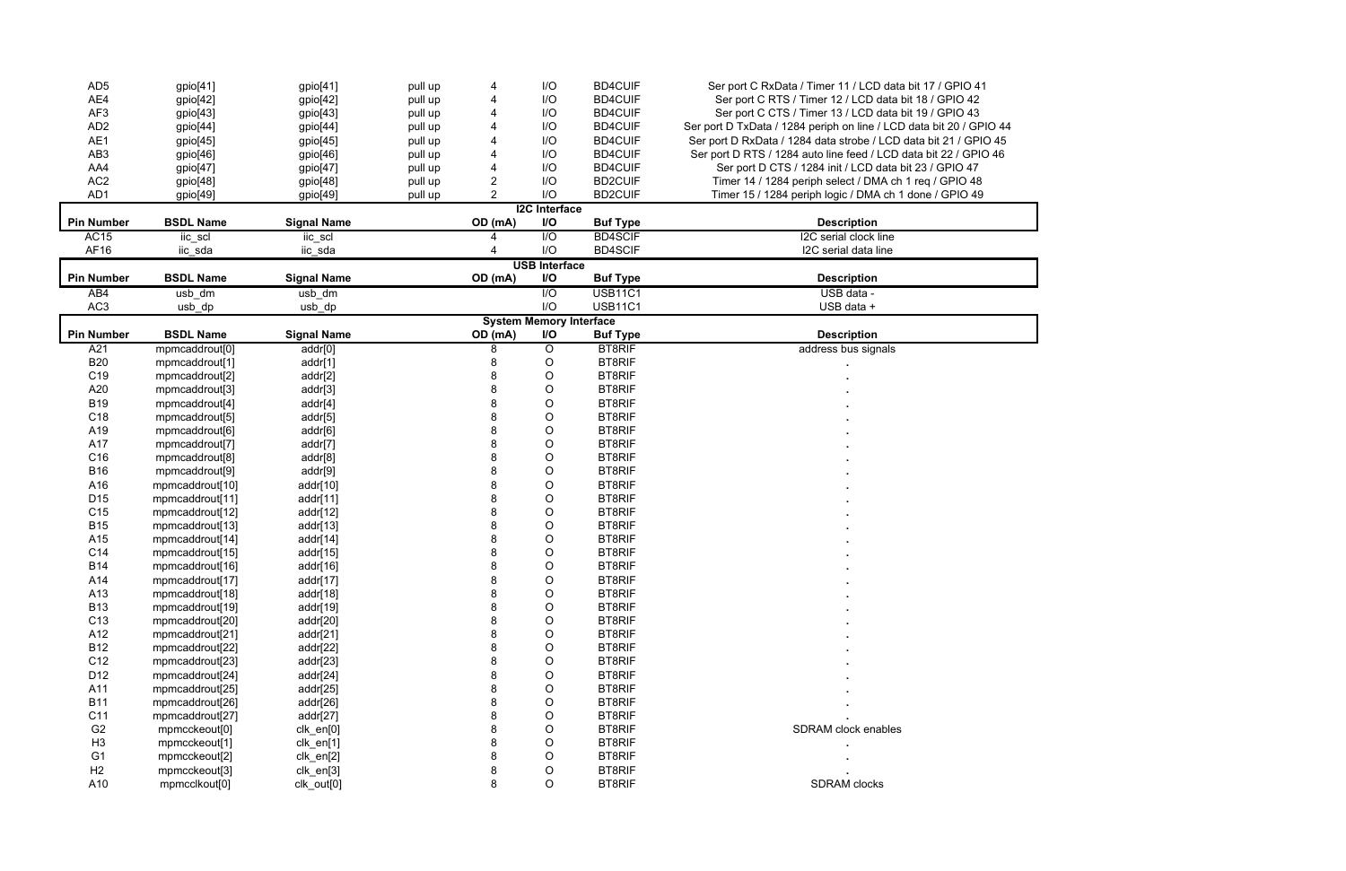| Pin Number | BSDL Name | Signal Name | Pull | OD (mA) | I/O | Buf Type | Description |
|---|---|---|---|---|---|---|---|
| AD5 | gpio[41] | gpio[41] | pull up | 4 | I/O | BD4CUIF | Ser port C RxData / Timer 11 / LCD data bit 17 / GPIO 41 |
| AE4 | gpio[42] | gpio[42] | pull up | 4 | I/O | BD4CUIF | Ser port C RTS / Timer 12 / LCD data bit 18 / GPIO 42 |
| AF3 | gpio[43] | gpio[43] | pull up | 4 | I/O | BD4CUIF | Ser port C CTS / Timer 13 / LCD data bit 19 / GPIO 43 |
| AD2 | gpio[44] | gpio[44] | pull up | 4 | I/O | BD4CUIF | Ser port D TxData / 1284 periph on line / LCD data bit 20 / GPIO 44 |
| AE1 | gpio[45] | gpio[45] | pull up | 4 | I/O | BD4CUIF | Ser port D RxData / 1284 data strobe / LCD data bit 21 / GPIO 45 |
| AB3 | gpio[46] | gpio[46] | pull up | 4 | I/O | BD4CUIF | Ser port D RTS / 1284 auto line feed / LCD data bit 22 / GPIO 46 |
| AA4 | gpio[47] | gpio[47] | pull up | 4 | I/O | BD4CUIF | Ser port D CTS / 1284 init / LCD data bit 23 / GPIO 47 |
| AC2 | gpio[48] | gpio[48] | pull up | 2 | I/O | BD2CUIF | Timer 14 / 1284 periph select / DMA ch 1 req / GPIO 48 |
| AD1 | gpio[49] | gpio[49] | pull up | 2 | I/O | BD2CUIF | Timer 15 / 1284 periph logic / DMA ch 1 done / GPIO 49 |

**I2C Interface**

| Pin Number | BSDL Name | Signal Name | OD (mA) | I/O | Buf Type | Description |
|---|---|---|---|---|---|---|
| AC15 | iic_scl | iic_scl | 4 | I/O | BD4SCIF | I2C serial clock line |
| AF16 | iic_sda | iic_sda | 4 | I/O | BD4SCIF | I2C serial data line |

**USB Interface**

| Pin Number | BSDL Name | Signal Name | OD (mA) | I/O | Buf Type | Description |
|---|---|---|---|---|---|---|
| AB4 | usb_dm | usb_dm | | I/O | USB11C1 | USB data - |
| AC3 | usb_dp | usb_dp | | I/O | USB11C1 | USB data + |

**System Memory Interface**

| Pin Number | BSDL Name | Signal Name | OD (mA) | I/O | Buf Type | Description |
|---|---|---|---|---|---|---|
| A21 | mpmcaddrout[0] | addr[0] | 8 | O | BT8RIF | address bus signals |
| B20 | mpmcaddrout[1] | addr[1] | 8 | O | BT8RIF | . |
| C19 | mpmcaddrout[2] | addr[2] | 8 | O | BT8RIF | . |
| A20 | mpmcaddrout[3] | addr[3] | 8 | O | BT8RIF | . |
| B19 | mpmcaddrout[4] | addr[4] | 8 | O | BT8RIF | . |
| C18 | mpmcaddrout[5] | addr[5] | 8 | O | BT8RIF | . |
| A19 | mpmcaddrout[6] | addr[6] | 8 | O | BT8RIF | . |
| A17 | mpmcaddrout[7] | addr[7] | 8 | O | BT8RIF | . |
| C16 | mpmcaddrout[8] | addr[8] | 8 | O | BT8RIF | . |
| B16 | mpmcaddrout[9] | addr[9] | 8 | O | BT8RIF | . |
| A16 | mpmcaddrout[10] | addr[10] | 8 | O | BT8RIF | . |
| D15 | mpmcaddrout[11] | addr[11] | 8 | O | BT8RIF | . |
| C15 | mpmcaddrout[12] | addr[12] | 8 | O | BT8RIF | . |
| B15 | mpmcaddrout[13] | addr[13] | 8 | O | BT8RIF | . |
| A15 | mpmcaddrout[14] | addr[14] | 8 | O | BT8RIF | . |
| C14 | mpmcaddrout[15] | addr[15] | 8 | O | BT8RIF | . |
| B14 | mpmcaddrout[16] | addr[16] | 8 | O | BT8RIF | . |
| A14 | mpmcaddrout[17] | addr[17] | 8 | O | BT8RIF | . |
| A13 | mpmcaddrout[18] | addr[18] | 8 | O | BT8RIF | . |
| B13 | mpmcaddrout[19] | addr[19] | 8 | O | BT8RIF | . |
| C13 | mpmcaddrout[20] | addr[20] | 8 | O | BT8RIF | . |
| A12 | mpmcaddrout[21] | addr[21] | 8 | O | BT8RIF | . |
| B12 | mpmcaddrout[22] | addr[22] | 8 | O | BT8RIF | . |
| C12 | mpmcaddrout[23] | addr[23] | 8 | O | BT8RIF | . |
| D12 | mpmcaddrout[24] | addr[24] | 8 | O | BT8RIF | . |
| A11 | mpmcaddrout[25] | addr[25] | 8 | O | BT8RIF | . |
| B11 | mpmcaddrout[26] | addr[26] | 8 | O | BT8RIF | . |
| C11 | mpmcaddrout[27] | addr[27] | 8 | O | BT8RIF | . |
| G2 | mpmcckeout[0] | clk_en[0] | 8 | O | BT8RIF | SDRAM clock enables |
| H3 | mpmcckeout[1] | clk_en[1] | 8 | O | BT8RIF | . |
| G1 | mpmcckeout[2] | clk_en[2] | 8 | O | BT8RIF | . |
| H2 | mpmcckeout[3] | clk_en[3] | 8 | O | BT8RIF | . |
| A10 | mpmcclkout[0] | clk_out[0] | 8 | O | BT8RIF | SDRAM clocks |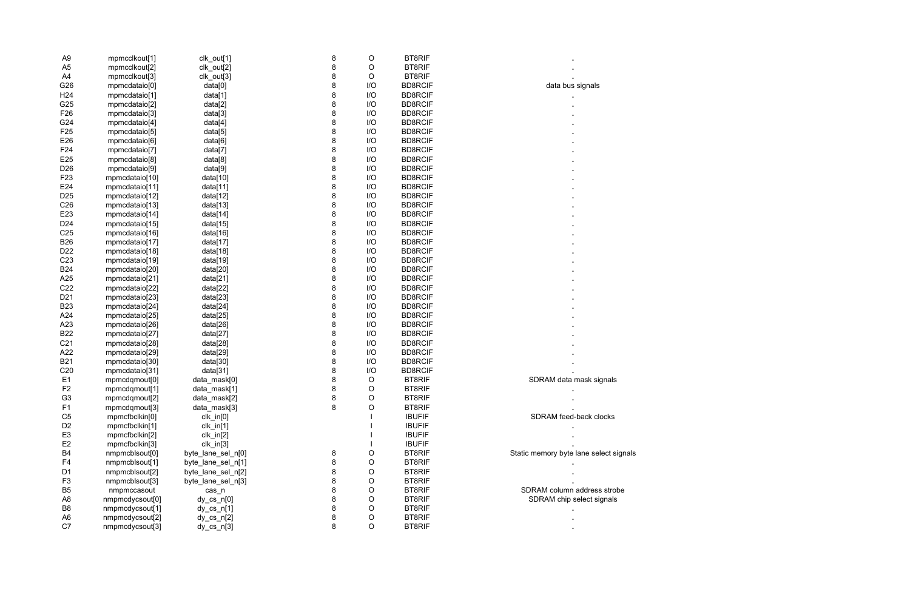| | | | | | | |
|---|---|---|---|---|---|---|
| A9 | mpmcclkout[1] | clk_out[1] | 8 | O | BT8RIF | . |
| A5 | mpmcclkout[2] | clk_out[2] | 8 | O | BT8RIF | . |
| A4 | mpmcclkout[3] | clk_out[3] | 8 | O | BT8RIF | . |
| G26 | mpmcdataio[0] | data[0] | 8 | I/O | BD8RCIF | data bus signals |
| H24 | mpmcdataio[1] | data[1] | 8 | I/O | BD8RCIF | . |
| G25 | mpmcdataio[2] | data[2] | 8 | I/O | BD8RCIF | . |
| F26 | mpmcdataio[3] | data[3] | 8 | I/O | BD8RCIF | . |
| G24 | mpmcdataio[4] | data[4] | 8 | I/O | BD8RCIF | . |
| F25 | mpmcdataio[5] | data[5] | 8 | I/O | BD8RCIF | . |
| E26 | mpmcdataio[6] | data[6] | 8 | I/O | BD8RCIF | . |
| F24 | mpmcdataio[7] | data[7] | 8 | I/O | BD8RCIF | . |
| E25 | mpmcdataio[8] | data[8] | 8 | I/O | BD8RCIF | . |
| D26 | mpmcdataio[9] | data[9] | 8 | I/O | BD8RCIF | . |
| F23 | mpmcdataio[10] | data[10] | 8 | I/O | BD8RCIF | . |
| E24 | mpmcdataio[11] | data[11] | 8 | I/O | BD8RCIF | . |
| D25 | mpmcdataio[12] | data[12] | 8 | I/O | BD8RCIF | . |
| C26 | mpmcdataio[13] | data[13] | 8 | I/O | BD8RCIF | . |
| E23 | mpmcdataio[14] | data[14] | 8 | I/O | BD8RCIF | . |
| D24 | mpmcdataio[15] | data[15] | 8 | I/O | BD8RCIF | . |
| C25 | mpmcdataio[16] | data[16] | 8 | I/O | BD8RCIF | . |
| B26 | mpmcdataio[17] | data[17] | 8 | I/O | BD8RCIF | . |
| D22 | mpmcdataio[18] | data[18] | 8 | I/O | BD8RCIF | . |
| C23 | mpmcdataio[19] | data[19] | 8 | I/O | BD8RCIF | . |
| B24 | mpmcdataio[20] | data[20] | 8 | I/O | BD8RCIF | . |
| A25 | mpmcdataio[21] | data[21] | 8 | I/O | BD8RCIF | . |
| C22 | mpmcdataio[22] | data[22] | 8 | I/O | BD8RCIF | . |
| D21 | mpmcdataio[23] | data[23] | 8 | I/O | BD8RCIF | . |
| B23 | mpmcdataio[24] | data[24] | 8 | I/O | BD8RCIF | . |
| A24 | mpmcdataio[25] | data[25] | 8 | I/O | BD8RCIF | . |
| A23 | mpmcdataio[26] | data[26] | 8 | I/O | BD8RCIF | . |
| B22 | mpmcdataio[27] | data[27] | 8 | I/O | BD8RCIF | . |
| C21 | mpmcdataio[28] | data[28] | 8 | I/O | BD8RCIF | . |
| A22 | mpmcdataio[29] | data[29] | 8 | I/O | BD8RCIF | . |
| B21 | mpmcdataio[30] | data[30] | 8 | I/O | BD8RCIF | . |
| C20 | mpmcdataio[31] | data[31] | 8 | I/O | BD8RCIF | . |
| E1 | mpmcdqmout[0] | data_mask[0] | 8 | O | BT8RIF | SDRAM data mask signals |
| F2 | mpmcdqmout[1] | data_mask[1] | 8 | O | BT8RIF | . |
| G3 | mpmcdqmout[2] | data_mask[2] | 8 | O | BT8RIF | . |
| F1 | mpmcdqmout[3] | data_mask[3] | 8 | O | BT8RIF | . |
| C5 | mpmcfbclkin[0] | clk_in[0] | | I | IBUFIF | SDRAM feed-back clocks |
| D2 | mpmcfbclkin[1] | clk_in[1] | | I | IBUFIF | . |
| E3 | mpmcfbclkin[2] | clk_in[2] | | I | IBUFIF | . |
| E2 | mpmcfbclkin[3] | clk_in[3] | | I | IBUFIF | . |
| B4 | nmpmcblsout[0] | byte_lane_sel_n[0] | 8 | O | BT8RIF | Static memory byte lane select signals |
| F4 | nmpmcblsout[1] | byte_lane_sel_n[1] | 8 | O | BT8RIF | . |
| D1 | nmpmcblsout[2] | byte_lane_sel_n[2] | 8 | O | BT8RIF | . |
| F3 | nmpmcblsout[3] | byte_lane_sel_n[3] | 8 | O | BT8RIF | . |
| B5 | nmpmccasout | cas_n | 8 | O | BT8RIF | SDRAM column address strobe |
| A8 | nmpmcdycsout[0] | dy_cs_n[0] | 8 | O | BT8RIF | SDRAM chip select signals |
| B8 | nmpmcdycsout[1] | dy_cs_n[1] | 8 | O | BT8RIF | . |
| A6 | nmpmcdycsout[2] | dy_cs_n[2] | 8 | O | BT8RIF | . |
| C7 | nmpmcdycsout[3] | dy_cs_n[3] | 8 | O | BT8RIF | . |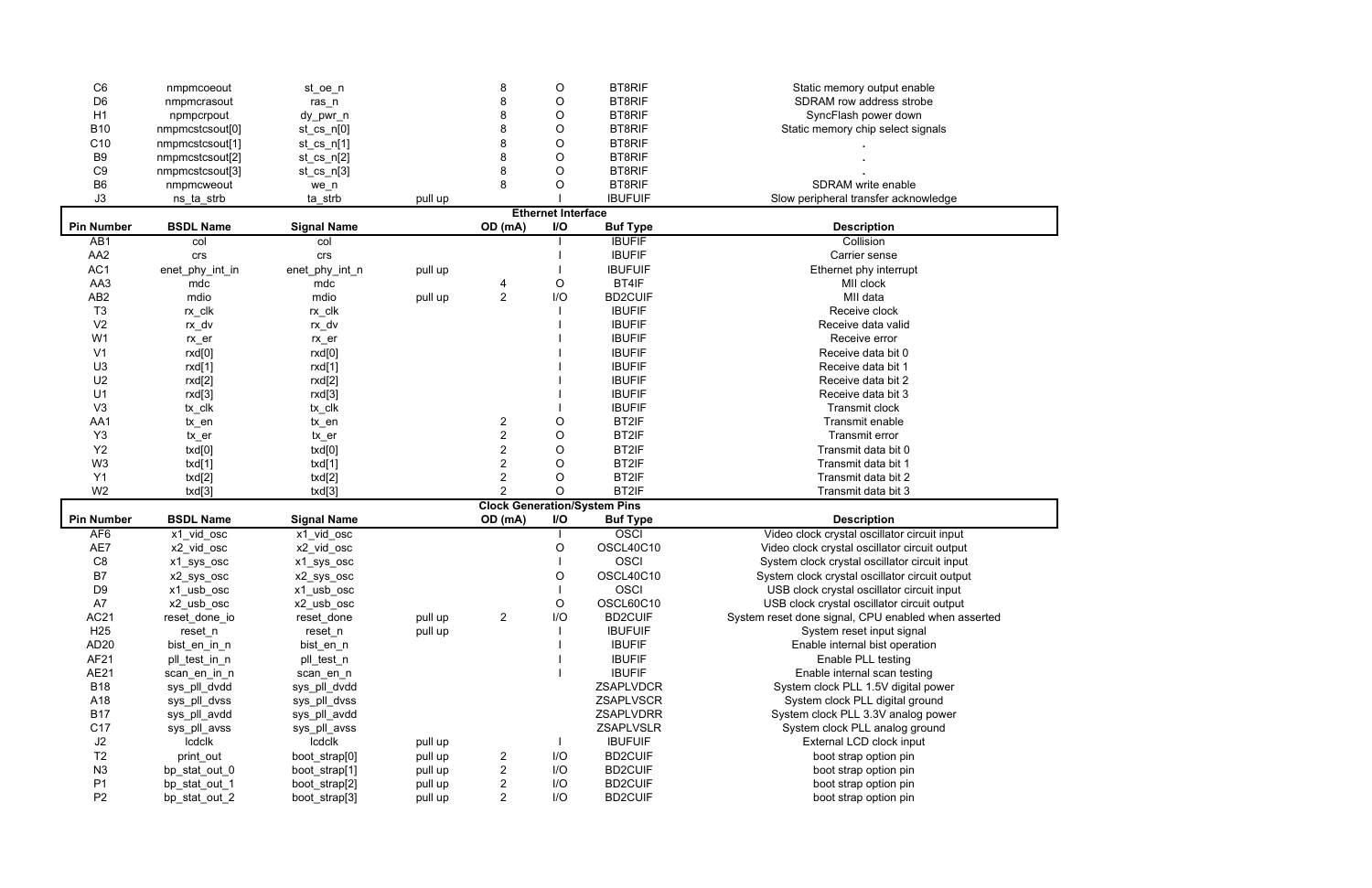| Pin Number | BSDL Name | Signal Name | | OD (mA) | I/O | Buf Type | Description |
|---|---|---|---|---|---|---|---|
| C6 | nmpmcoeout | st_oe_n | | 8 | O | BT8RIF | Static memory output enable |
| D6 | nmpmcrasout | ras_n | | 8 | O | BT8RIF | SDRAM row address strobe |
| H1 | npmpcrpout | dy_pwr_n | | 8 | O | BT8RIF | SyncFlash power down |
| B10 | nmpmcstcsout[0] | st_cs_n[0] | | 8 | O | BT8RIF | Static memory chip select signals |
| C10 | nmpmcstcsout[1] | st_cs_n[1] | | 8 | O | BT8RIF | . |
| B9 | nmpmcstcsout[2] | st_cs_n[2] | | 8 | O | BT8RIF | . |
| C9 | nmpmcstcsout[3] | st_cs_n[3] | | 8 | O | BT8RIF | . |
| B6 | nmpmcweout | we_n | | 8 | O | BT8RIF | SDRAM write enable |
| J3 | ns_ta_strb | ta_strb | pull up | | I | IBUFUIF | Slow peripheral transfer acknowledge |

**Ethernet Interface**

| Pin Number | BSDL Name | Signal Name | | OD (mA) | I/O | Buf Type | Description |
|---|---|---|---|---|---|---|---|
| AB1 | col | col | | | I | IBUFIF | Collision |
| AA2 | crs | crs | | | I | IBUFIF | Carrier sense |
| AC1 | enet_phy_int_in | enet_phy_int_n | pull up | | I | IBUFUIF | Ethernet phy interrupt |
| AA3 | mdc | mdc | | 4 | O | BT4IF | MII clock |
| AB2 | mdio | mdio | pull up | 2 | I/O | BD2CUIF | MII data |
| T3 | rx_clk | rx_clk | | | I | IBUFIF | Receive clock |
| V2 | rx_dv | rx_dv | | | I | IBUFIF | Receive data valid |
| W1 | rx_er | rx_er | | | I | IBUFIF | Receive error |
| V1 | rxd[0] | rxd[0] | | | I | IBUFIF | Receive data bit 0 |
| U3 | rxd[1] | rxd[1] | | | I | IBUFIF | Receive data bit 1 |
| U2 | rxd[2] | rxd[2] | | | I | IBUFIF | Receive data bit 2 |
| U1 | rxd[3] | rxd[3] | | | I | IBUFIF | Receive data bit 3 |
| V3 | tx_clk | tx_clk | | | I | IBUFIF | Transmit clock |
| AA1 | tx_en | tx_en | | 2 | O | BT2IF | Transmit enable |
| Y3 | tx_er | tx_er | | 2 | O | BT2IF | Transmit error |
| Y2 | txd[0] | txd[0] | | 2 | O | BT2IF | Transmit data bit 0 |
| W3 | txd[1] | txd[1] | | 2 | O | BT2IF | Transmit data bit 1 |
| Y1 | txd[2] | txd[2] | | 2 | O | BT2IF | Transmit data bit 2 |
| W2 | txd[3] | txd[3] | | 2 | O | BT2IF | Transmit data bit 3 |

**Clock Generation/System Pins**

| Pin Number | BSDL Name | Signal Name | | OD (mA) | I/O | Buf Type | Description |
|---|---|---|---|---|---|---|---|
| AF6 | x1_vid_osc | x1_vid_osc | | | I | OSCI | Video clock crystal oscillator circuit input |
| AE7 | x2_vid_osc | x2_vid_osc | | | O | OSCL40C10 | Video clock crystal oscillator circuit output |
| C8 | x1_sys_osc | x1_sys_osc | | | I | OSCI | System clock crystal oscillator circuit input |
| B7 | x2_sys_osc | x2_sys_osc | | | O | OSCL40C10 | System clock crystal oscillator circuit output |
| D9 | x1_usb_osc | x1_usb_osc | | | I | OSCI | USB clock crystal oscillator circuit input |
| A7 | x2_usb_osc | x2_usb_osc | | | O | OSCL60C10 | USB clock crystal oscillator circuit output |
| AC21 | reset_done_io | reset_done | pull up | 2 | I/O | BD2CUIF | System reset done signal, CPU enabled when asserted |
| H25 | reset_n | reset_n | pull up | | I | IBUFUIF | System reset input signal |
| AD20 | bist_en_in_n | bist_en_n | | | I | IBUFIF | Enable internal bist operation |
| AF21 | pll_test_in_n | pll_test_n | | | I | IBUFIF | Enable PLL testing |
| AE21 | scan_en_in_n | scan_en_n | | | I | IBUFIF | Enable internal scan testing |
| B18 | sys_pll_dvdd | sys_pll_dvdd | | | | ZSAPLVDCR | System clock PLL 1.5V digital power |
| A18 | sys_pll_dvss | sys_pll_dvss | | | | ZSAPLVSCR | System clock PLL digital ground |
| B17 | sys_pll_avdd | sys_pll_avdd | | | | ZSAPLVDRR | System clock PLL 3.3V analog power |
| C17 | sys_pll_avss | sys_pll_avss | | | | ZSAPLVSLR | System clock PLL analog ground |
| J2 | lcdclk | lcdclk | pull up | | I | IBUFUIF | External LCD clock input |
| T2 | print_out | boot_strap[0] | pull up | 2 | I/O | BD2CUIF | boot strap option pin |
| N3 | bp_stat_out_0 | boot_strap[1] | pull up | 2 | I/O | BD2CUIF | boot strap option pin |
| P1 | bp_stat_out_1 | boot_strap[2] | pull up | 2 | I/O | BD2CUIF | boot strap option pin |
| P2 | bp_stat_out_2 | boot_strap[3] | pull up | 2 | I/O | BD2CUIF | boot strap option pin |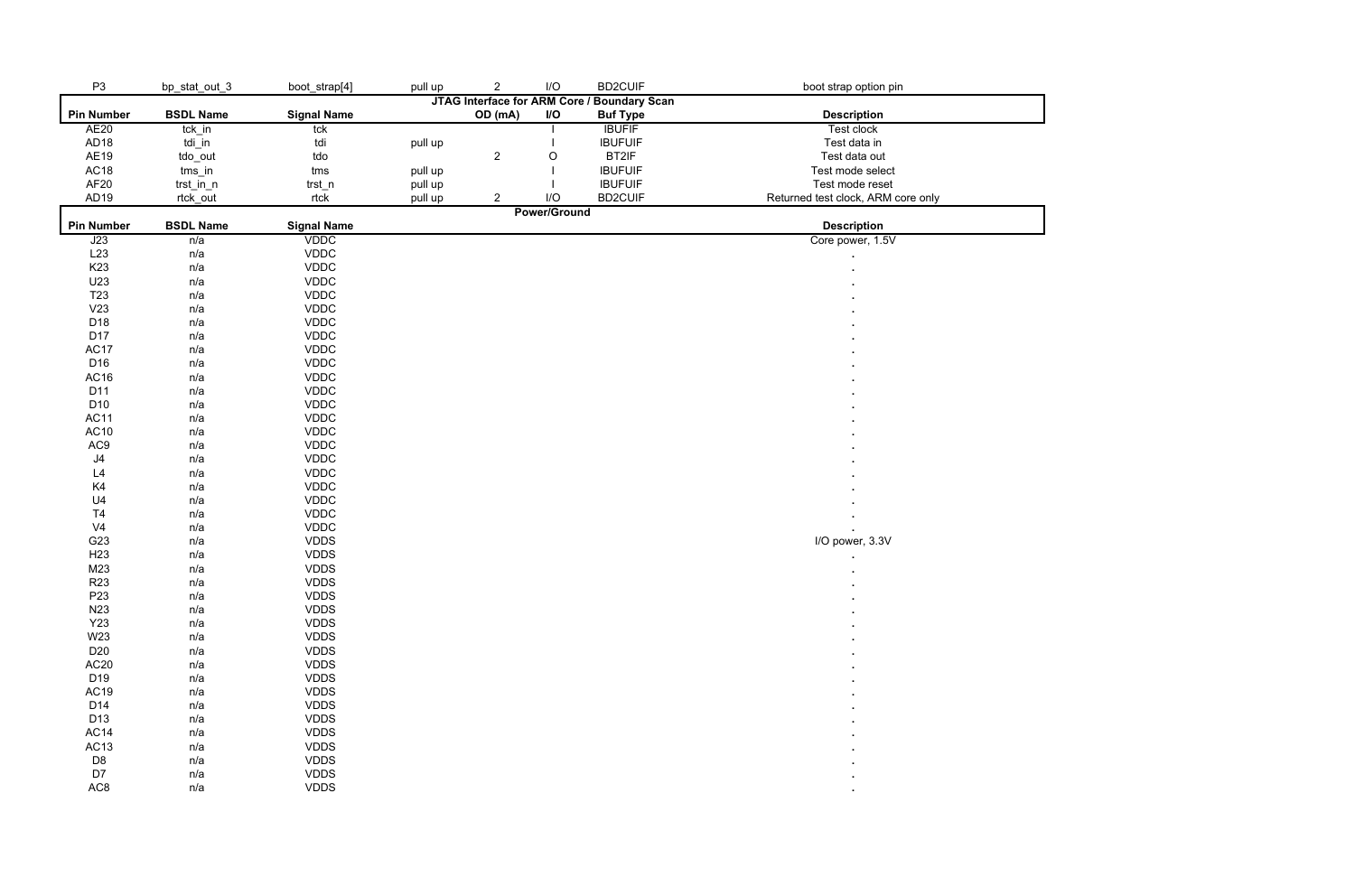| P3 | bp_stat_out_3 | boot_strap[4] | pull up | 2 | I/O | BD2CUIF | boot strap option pin |
|---|---|---|---|---|---|---|---|

**JTAG Interface for ARM Core / Boundary Scan**

| Pin Number | BSDL Name | Signal Name | | OD (mA) | I/O | Buf Type | Description |
|---|---|---|---|---|---|---|---|
| AE20 | tck_in | tck | | | I | IBUFIF | Test clock |
| AD18 | tdi_in | tdi | pull up | | I | IBUFUIF | Test data in |
| AE19 | tdo_out | tdo | | 2 | O | BT2IF | Test data out |
| AC18 | tms_in | tms | pull up | | I | IBUFUIF | Test mode select |
| AF20 | trst_in_n | trst_n | pull up | | I | IBUFUIF | Test mode reset |
| AD19 | rtck_out | rtck | pull up | 2 | I/O | BD2CUIF | Returned test clock, ARM core only |

**Power/Ground**

| Pin Number | BSDL Name | Signal Name | Description |
|---|---|---|---|
| J23 | n/a | VDDC | Core power, 1.5V |
| L23 | n/a | VDDC | . |
| K23 | n/a | VDDC | . |
| U23 | n/a | VDDC | . |
| T23 | n/a | VDDC | . |
| V23 | n/a | VDDC | . |
| D18 | n/a | VDDC | . |
| D17 | n/a | VDDC | . |
| AC17 | n/a | VDDC | . |
| D16 | n/a | VDDC | . |
| AC16 | n/a | VDDC | . |
| D11 | n/a | VDDC | . |
| D10 | n/a | VDDC | . |
| AC11 | n/a | VDDC | . |
| AC10 | n/a | VDDC | . |
| AC9 | n/a | VDDC | . |
| J4 | n/a | VDDC | . |
| L4 | n/a | VDDC | . |
| K4 | n/a | VDDC | . |
| U4 | n/a | VDDC | . |
| T4 | n/a | VDDC | . |
| V4 | n/a | VDDC | . |
| G23 | n/a | VDDS | I/O power, 3.3V |
| H23 | n/a | VDDS | . |
| M23 | n/a | VDDS | . |
| R23 | n/a | VDDS | . |
| P23 | n/a | VDDS | . |
| N23 | n/a | VDDS | . |
| Y23 | n/a | VDDS | . |
| W23 | n/a | VDDS | . |
| D20 | n/a | VDDS | . |
| AC20 | n/a | VDDS | . |
| D19 | n/a | VDDS | . |
| AC19 | n/a | VDDS | . |
| D14 | n/a | VDDS | . |
| D13 | n/a | VDDS | . |
| AC14 | n/a | VDDS | . |
| AC13 | n/a | VDDS | . |
| D8 | n/a | VDDS | . |
| D7 | n/a | VDDS | . |
| AC8 | n/a | VDDS | . |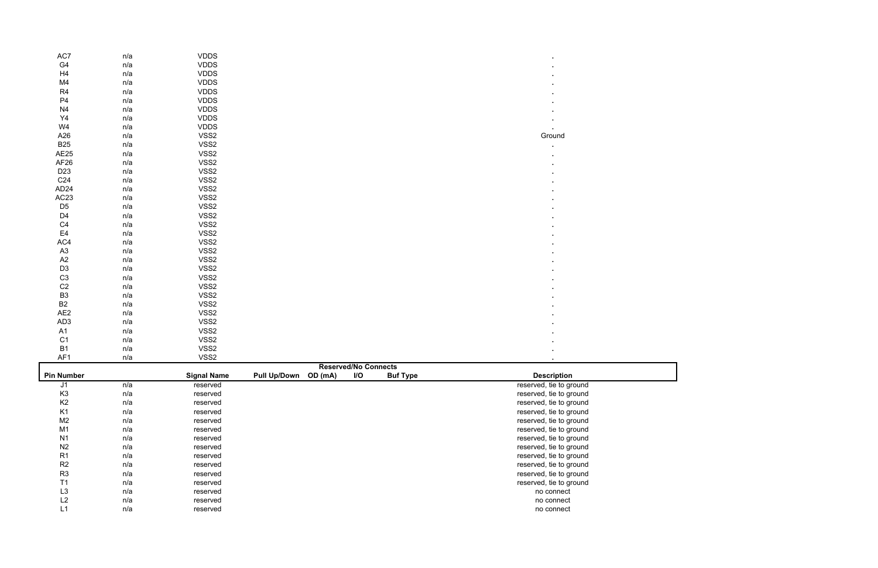| Pin Number | | Signal Name | Pull Up/Down | OD (mA) | I/O | Buf Type | Description |
|---|---|---|---|---|---|---|---|
| AC7 | n/a | VDDS | | | | | . |
| G4 | n/a | VDDS | | | | | . |
| H4 | n/a | VDDS | | | | | . |
| M4 | n/a | VDDS | | | | | . |
| R4 | n/a | VDDS | | | | | . |
| P4 | n/a | VDDS | | | | | . |
| N4 | n/a | VDDS | | | | | . |
| Y4 | n/a | VDDS | | | | | . |
| W4 | n/a | VDDS | | | | | . |
| A26 | n/a | VSS2 | | | | | Ground |
| B25 | n/a | VSS2 | | | | | . |
| AE25 | n/a | VSS2 | | | | | . |
| AF26 | n/a | VSS2 | | | | | . |
| D23 | n/a | VSS2 | | | | | . |
| C24 | n/a | VSS2 | | | | | . |
| AD24 | n/a | VSS2 | | | | | . |
| AC23 | n/a | VSS2 | | | | | . |
| D5 | n/a | VSS2 | | | | | . |
| D4 | n/a | VSS2 | | | | | . |
| C4 | n/a | VSS2 | | | | | . |
| E4 | n/a | VSS2 | | | | | . |
| AC4 | n/a | VSS2 | | | | | . |
| A3 | n/a | VSS2 | | | | | . |
| A2 | n/a | VSS2 | | | | | . |
| D3 | n/a | VSS2 | | | | | . |
| C3 | n/a | VSS2 | | | | | . |
| C2 | n/a | VSS2 | | | | | . |
| B3 | n/a | VSS2 | | | | | . |
| B2 | n/a | VSS2 | | | | | . |
| AE2 | n/a | VSS2 | | | | | . |
| AD3 | n/a | VSS2 | | | | | . |
| A1 | n/a | VSS2 | | | | | . |
| C1 | n/a | VSS2 | | | | | . |
| B1 | n/a | VSS2 | | | | | . |
| AF1 | n/a | VSS2 | | | | | . |

**Reserved/No Connects**

| Pin Number | | Signal Name | Pull Up/Down | OD (mA) | I/O | Buf Type | Description |
|---|---|---|---|---|---|---|---|
| J1 | n/a | reserved | | | | | reserved, tie to ground |
| K3 | n/a | reserved | | | | | reserved, tie to ground |
| K2 | n/a | reserved | | | | | reserved, tie to ground |
| K1 | n/a | reserved | | | | | reserved, tie to ground |
| M2 | n/a | reserved | | | | | reserved, tie to ground |
| M1 | n/a | reserved | | | | | reserved, tie to ground |
| N1 | n/a | reserved | | | | | reserved, tie to ground |
| N2 | n/a | reserved | | | | | reserved, tie to ground |
| R1 | n/a | reserved | | | | | reserved, tie to ground |
| R2 | n/a | reserved | | | | | reserved, tie to ground |
| R3 | n/a | reserved | | | | | reserved, tie to ground |
| T1 | n/a | reserved | | | | | reserved, tie to ground |
| L3 | n/a | reserved | | | | | no connect |
| L2 | n/a | reserved | | | | | no connect |
| L1 | n/a | reserved | | | | | no connect |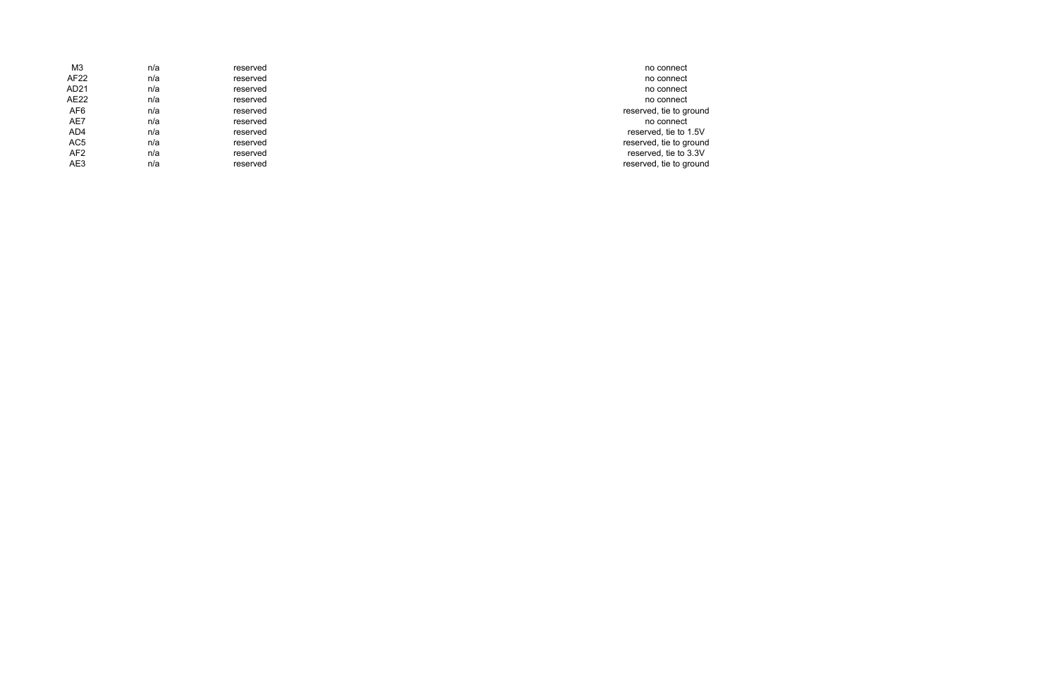| | | | |
|---|---|---|---|
| M3 | n/a | reserved | no connect |
| AF22 | n/a | reserved | no connect |
| AD21 | n/a | reserved | no connect |
| AE22 | n/a | reserved | no connect |
| AF6 | n/a | reserved | reserved, tie to ground |
| AE7 | n/a | reserved | no connect |
| AD4 | n/a | reserved | reserved, tie to 1.5V |
| AC5 | n/a | reserved | reserved, tie to ground |
| AF2 | n/a | reserved | reserved, tie to 3.3V |
| AE3 | n/a | reserved | reserved, tie to ground |